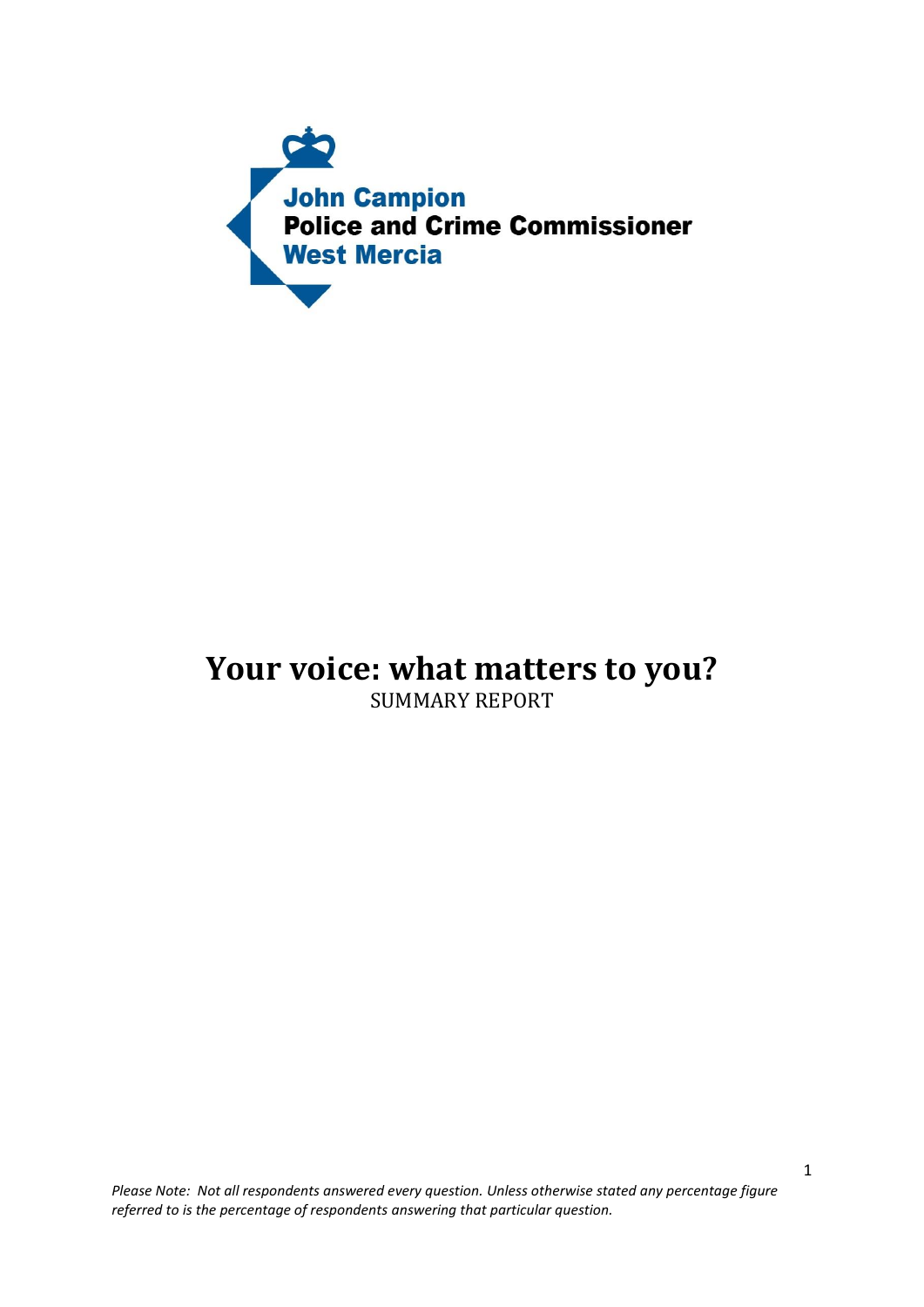John Campion
**Police and Crime Commissioner**
West Mercia

# Your voice: what matters to you?

SUMMARY REPORT

*Please Note: Not all respondents answered every question. Unless otherwise stated any percentage figure referred to is the percentage of respondents answering that particular question.*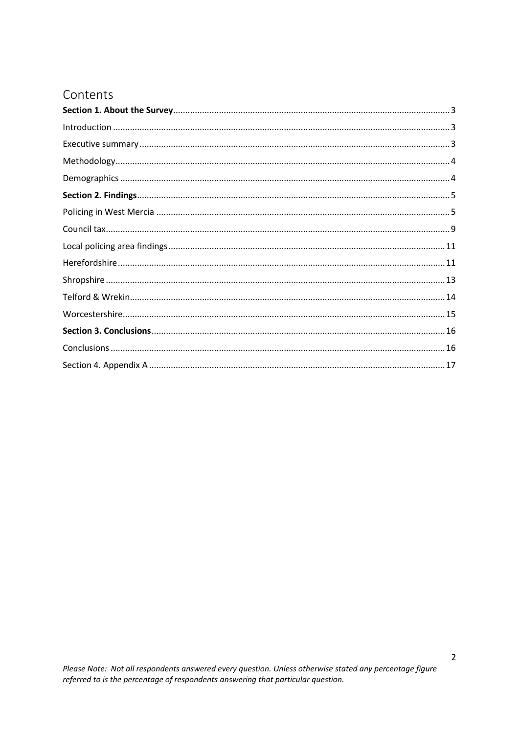# Contents

**Section 1. About the Survey** .......... 3

Introduction .......... 3

Executive summary .......... 3

Methodology .......... 4

Demographics .......... 4

**Section 2. Findings** .......... 5

Policing in West Mercia .......... 5

Council tax .......... 9

Local policing area findings .......... 11

Herefordshire .......... 11

Shropshire .......... 13

Telford & Wrekin .......... 14

Worcestershire .......... 15

**Section 3. Conclusions** .......... 16

Conclusions .......... 16

Section 4. Appendix A .......... 17

*Please Note: Not all respondents answered every question. Unless otherwise stated any percentage figure referred to is the percentage of respondents answering that particular question.*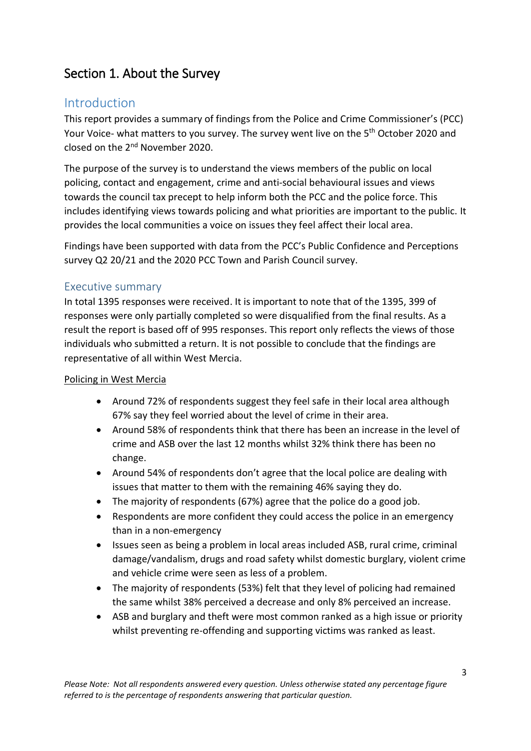# Section 1. About the Survey

## Introduction

This report provides a summary of findings from the Police and Crime Commissioner's (PCC) Your Voice- what matters to you survey. The survey went live on the 5th October 2020 and closed on the 2nd November 2020.

The purpose of the survey is to understand the views members of the public on local policing, contact and engagement, crime and anti-social behavioural issues and views towards the council tax precept to help inform both the PCC and the police force. This includes identifying views towards policing and what priorities are important to the public. It provides the local communities a voice on issues they feel affect their local area.

Findings have been supported with data from the PCC's Public Confidence and Perceptions survey Q2 20/21 and the 2020 PCC Town and Parish Council survey.

## Executive summary

In total 1395 responses were received. It is important to note that of the 1395, 399 of responses were only partially completed so were disqualified from the final results. As a result the report is based off of 995 responses. This report only reflects the views of those individuals who submitted a return. It is not possible to conclude that the findings are representative of all within West Mercia.

<u>Policing in West Mercia</u>

- Around 72% of respondents suggest they feel safe in their local area although 67% say they feel worried about the level of crime in their area.
- Around 58% of respondents think that there has been an increase in the level of crime and ASB over the last 12 months whilst 32% think there has been no change.
- Around 54% of respondents don't agree that the local police are dealing with issues that matter to them with the remaining 46% saying they do.
- The majority of respondents (67%) agree that the police do a good job.
- Respondents are more confident they could access the police in an emergency than in a non-emergency
- Issues seen as being a problem in local areas included ASB, rural crime, criminal damage/vandalism, drugs and road safety whilst domestic burglary, violent crime and vehicle crime were seen as less of a problem.
- The majority of respondents (53%) felt that they level of policing had remained the same whilst 38% perceived a decrease and only 8% perceived an increase.
- ASB and burglary and theft were most common ranked as a high issue or priority whilst preventing re-offending and supporting victims was ranked as least.

*Please Note: Not all respondents answered every question. Unless otherwise stated any percentage figure referred to is the percentage of respondents answering that particular question.*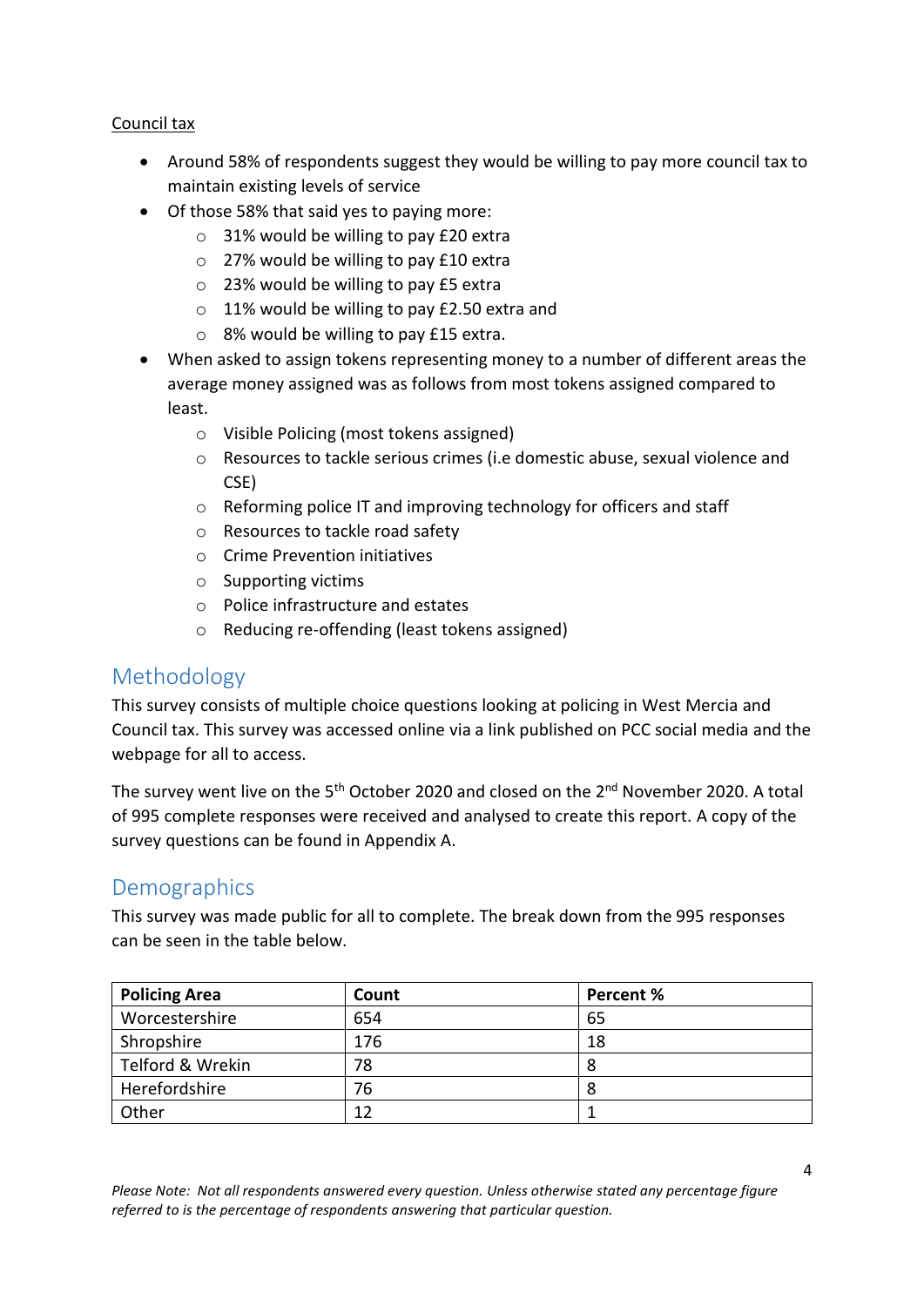Council tax

- Around 58% of respondents suggest they would be willing to pay more council tax to maintain existing levels of service
- Of those 58% that said yes to paying more:
  - 31% would be willing to pay £20 extra
  - 27% would be willing to pay £10 extra
  - 23% would be willing to pay £5 extra
  - 11% would be willing to pay £2.50 extra and
  - 8% would be willing to pay £15 extra.
- When asked to assign tokens representing money to a number of different areas the average money assigned was as follows from most tokens assigned compared to least.
  - Visible Policing (most tokens assigned)
  - Resources to tackle serious crimes (i.e domestic abuse, sexual violence and CSE)
  - Reforming police IT and improving technology for officers and staff
  - Resources to tackle road safety
  - Crime Prevention initiatives
  - Supporting victims
  - Police infrastructure and estates
  - Reducing re-offending (least tokens assigned)

## Methodology

This survey consists of multiple choice questions looking at policing in West Mercia and Council tax. This survey was accessed online via a link published on PCC social media and the webpage for all to access.

The survey went live on the 5th October 2020 and closed on the 2nd November 2020. A total of 995 complete responses were received and analysed to create this report. A copy of the survey questions can be found in Appendix A.

## Demographics

This survey was made public for all to complete. The break down from the 995 responses can be seen in the table below.

| Policing Area | Count | Percent % |
|---|---|---|
| Worcestershire | 654 | 65 |
| Shropshire | 176 | 18 |
| Telford & Wrekin | 78 | 8 |
| Herefordshire | 76 | 8 |
| Other | 12 | 1 |

*Please Note: Not all respondents answered every question. Unless otherwise stated any percentage figure referred to is the percentage of respondents answering that particular question.*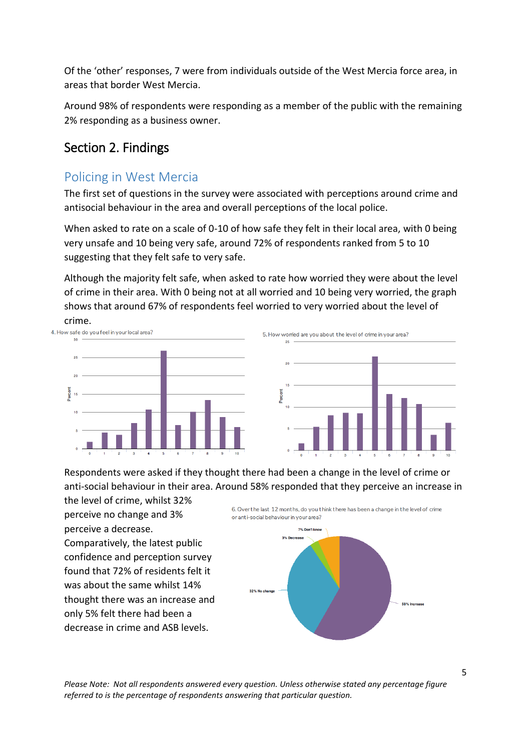Of the 'other' responses, 7 were from individuals outside of the West Mercia force area, in areas that border West Mercia.

Around 98% of respondents were responding as a member of the public with the remaining 2% responding as a business owner.

## Section 2. Findings

### Policing in West Mercia

The first set of questions in the survey were associated with perceptions around crime and antisocial behaviour in the area and overall perceptions of the local police.

When asked to rate on a scale of 0-10 of how safe they felt in their local area, with 0 being very unsafe and 10 being very safe, around 72% of respondents ranked from 5 to 10 suggesting that they felt safe to very safe.

Although the majority felt safe, when asked to rate how worried they were about the level of crime in their area. With 0 being not at all worried and 10 being very worried, the graph shows that around 67% of respondents feel worried to very worried about the level of crime.

4. How safe do you feel in your local area?

5. How worried are you about the level of crime in your area?

Respondents were asked if they thought there had been a change in the level of crime or anti-social behaviour in their area. Around 58% responded that they perceive an increase in the level of crime, whilst 32% perceive no change and 3% perceive a decrease. Comparatively, the latest public confidence and perception survey found that 72% of residents felt it was about the same whilst 14% thought there was an increase and only 5% felt there had been a decrease in crime and ASB levels.

6. Over the last 12 months, do you think there has been a change in the level of crime or anti-social behaviour in your area?

*Please Note: Not all respondents answered every question. Unless otherwise stated any percentage figure referred to is the percentage of respondents answering that particular question.*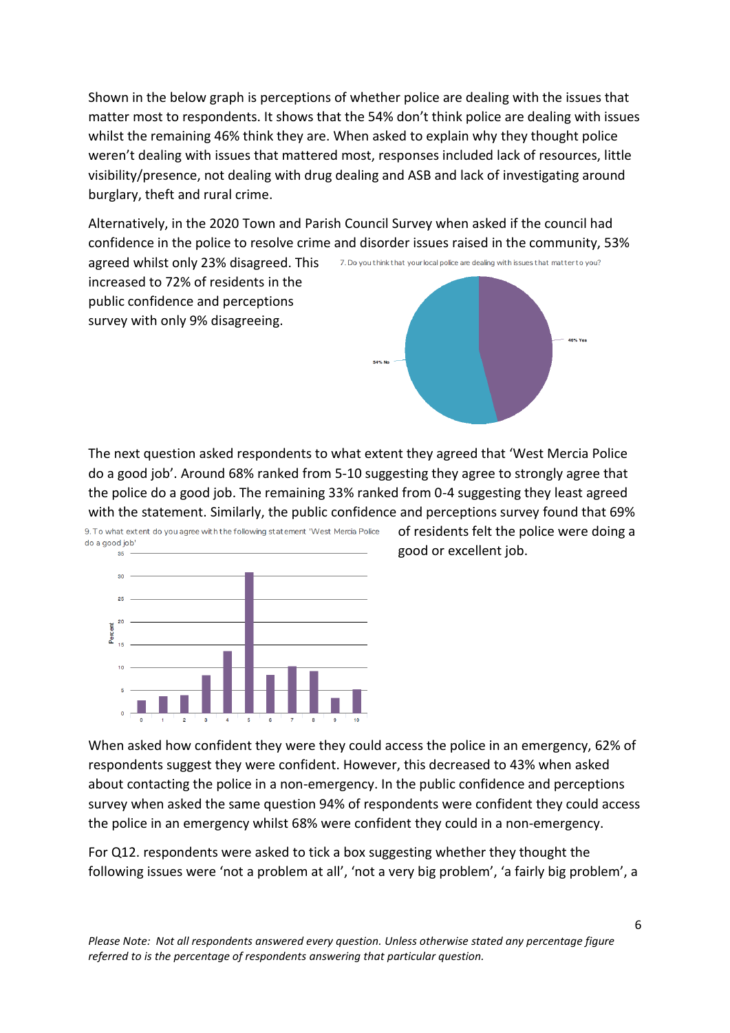Shown in the below graph is perceptions of whether police are dealing with the issues that matter most to respondents. It shows that the 54% don't think police are dealing with issues whilst the remaining 46% think they are. When asked to explain why they thought police weren't dealing with issues that mattered most, responses included lack of resources, little visibility/presence, not dealing with drug dealing and ASB and lack of investigating around burglary, theft and rural crime.

Alternatively, in the 2020 Town and Parish Council Survey when asked if the council had confidence in the police to resolve crime and disorder issues raised in the community, 53% agreed whilst only 23% disagreed. This increased to 72% of residents in the public confidence and perceptions survey with only 9% disagreeing.

7. Do you think that your local police are dealing with issues that matter to you?

The next question asked respondents to what extent they agreed that 'West Mercia Police do a good job'. Around 68% ranked from 5-10 suggesting they agree to strongly agree that the police do a good job. The remaining 33% ranked from 0-4 suggesting they least agreed with the statement. Similarly, the public confidence and perceptions survey found that 69% of residents felt the police were doing a good or excellent job.

9. To what extent do you agree with the following statement 'West Mercia Police do a good job'

When asked how confident they were they could access the police in an emergency, 62% of respondents suggest they were confident. However, this decreased to 43% when asked about contacting the police in a non-emergency. In the public confidence and perceptions survey when asked the same question 94% of respondents were confident they could access the police in an emergency whilst 68% were confident they could in a non-emergency.

For Q12. respondents were asked to tick a box suggesting whether they thought the following issues were 'not a problem at all', 'not a very big problem', 'a fairly big problem', a

*Please Note: Not all respondents answered every question. Unless otherwise stated any percentage figure referred to is the percentage of respondents answering that particular question.*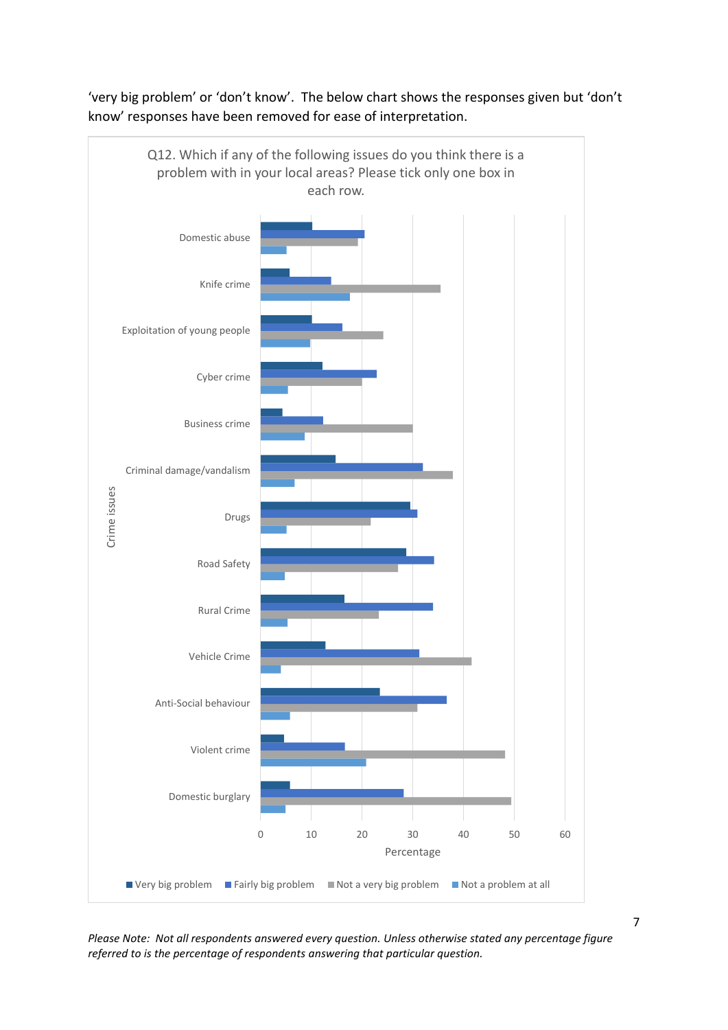'very big problem' or 'don't know'. The below chart shows the responses given but 'don't know' responses have been removed for ease of interpretation.

Q12. Which if any of the following issues do you think there is a problem with in your local areas? Please tick only one box in each row.

Crime issues: Domestic abuse, Knife crime, Exploitation of young people, Cyber crime, Business crime, Criminal damage/vandalism, Drugs, Road Safety, Rural Crime, Vehicle Crime, Anti-Social behaviour, Violent crime, Domestic burglary

Percentage: 0, 10, 20, 30, 40, 50, 60

■ Very big problem ■ Fairly big problem ■ Not a very big problem ■ Not a problem at all

*Please Note: Not all respondents answered every question. Unless otherwise stated any percentage figure referred to is the percentage of respondents answering that particular question.*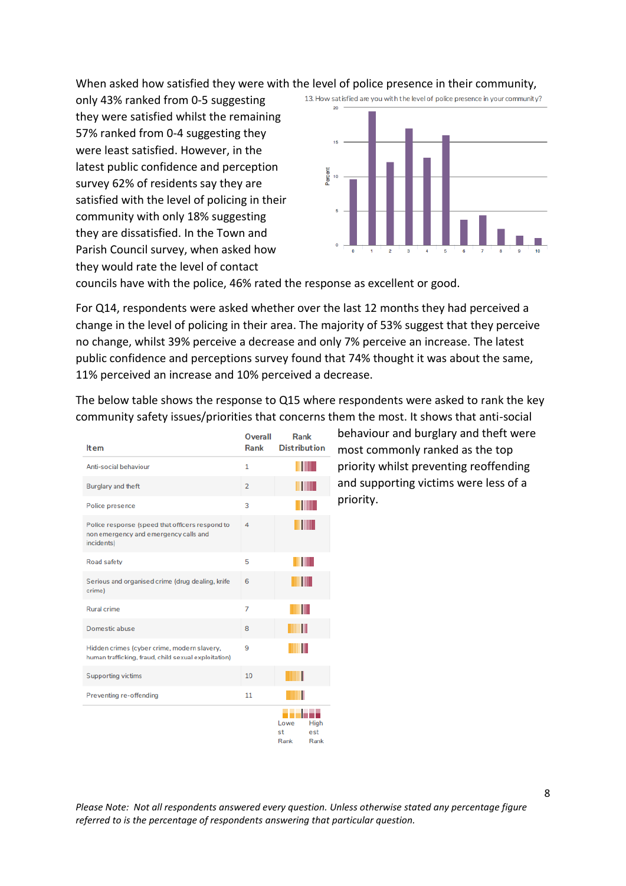When asked how satisfied they were with the level of police presence in their community, only 43% ranked from 0-5 suggesting they were satisfied whilst the remaining 57% ranked from 0-4 suggesting they were least satisfied. However, in the latest public confidence and perception survey 62% of residents say they are satisfied with the level of policing in their community with only 18% suggesting they are dissatisfied. In the Town and Parish Council survey, when asked how they would rate the level of contact councils have with the police, 46% rated the response as excellent or good.

For Q14, respondents were asked whether over the last 12 months they had perceived a change in the level of policing in their area. The majority of 53% suggest that they perceive no change, whilst 39% perceive a decrease and only 7% perceive an increase. The latest public confidence and perceptions survey found that 74% thought it was about the same, 11% perceived an increase and 10% perceived a decrease.

The below table shows the response to Q15 where respondents were asked to rank the key community safety issues/priorities that concerns them the most. It shows that anti-social behaviour and burglary and theft were most commonly ranked as the top priority whilst preventing reoffending and supporting victims were less of a priority.

| Item | Overall Rank | Rank Distribution |
|---|---|---|
| Anti-social behaviour | 1 | |
| Burglary and theft | 2 | |
| Police presence | 3 | |
| Police response (speed that officers respond to non emergency and emergency calls and incidents) | 4 | |
| Road safety | 5 | |
| Serious and organised crime (drug dealing, knife crime) | 6 | |
| Rural crime | 7 | |
| Domestic abuse | 8 | |
| Hidden crimes (cyber crime, modern slavery, human trafficking, fraud, child sexual exploitation) | 9 | |
| Supporting victims | 10 | |
| Preventing re-offending | 11 | |

Lowest Rank — Highest Rank

*Please Note: Not all respondents answered every question. Unless otherwise stated any percentage figure referred to is the percentage of respondents answering that particular question.*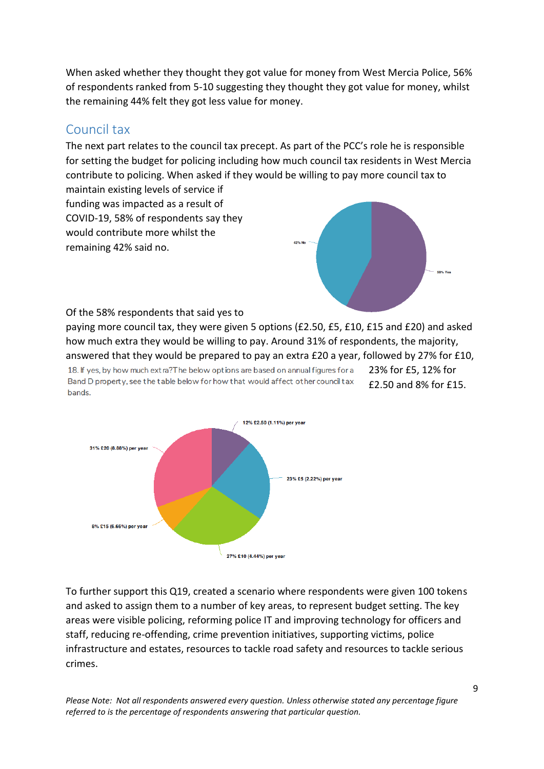When asked whether they thought they got value for money from West Mercia Police, 56% of respondents ranked from 5-10 suggesting they thought they got value for money, whilst the remaining 44% felt they got less value for money.

## Council tax

The next part relates to the council tax precept. As part of the PCC's role he is responsible for setting the budget for policing including how much council tax residents in West Mercia contribute to policing. When asked if they would be willing to pay more council tax to maintain existing levels of service if funding was impacted as a result of COVID-19, 58% of respondents say they would contribute more whilst the remaining 42% said no.

42% No

58% Yes

Of the 58% respondents that said yes to paying more council tax, they were given 5 options (£2.50, £5, £10, £15 and £20) and asked how much extra they would be willing to pay. Around 31% of respondents, the majority, answered that they would be prepared to pay an extra £20 a year, followed by 27% for £10, 23% for £5, 12% for £2.50 and 8% for £15.

18. If yes, by how much extra? The below options are based on annual figures for a Band D property, see the table below for how that would affect other council tax bands.

12% £2.50 (1.11%) per year

23% £5 (2.22%) per year

27% £10 (4.44%) per year

8% £15 (6.66%) per year

31% £20 (8.88%) per year

To further support this Q19, created a scenario where respondents were given 100 tokens and asked to assign them to a number of key areas, to represent budget setting. The key areas were visible policing, reforming police IT and improving technology for officers and staff, reducing re-offending, crime prevention initiatives, supporting victims, police infrastructure and estates, resources to tackle road safety and resources to tackle serious crimes.

*Please Note: Not all respondents answered every question. Unless otherwise stated any percentage figure referred to is the percentage of respondents answering that particular question.*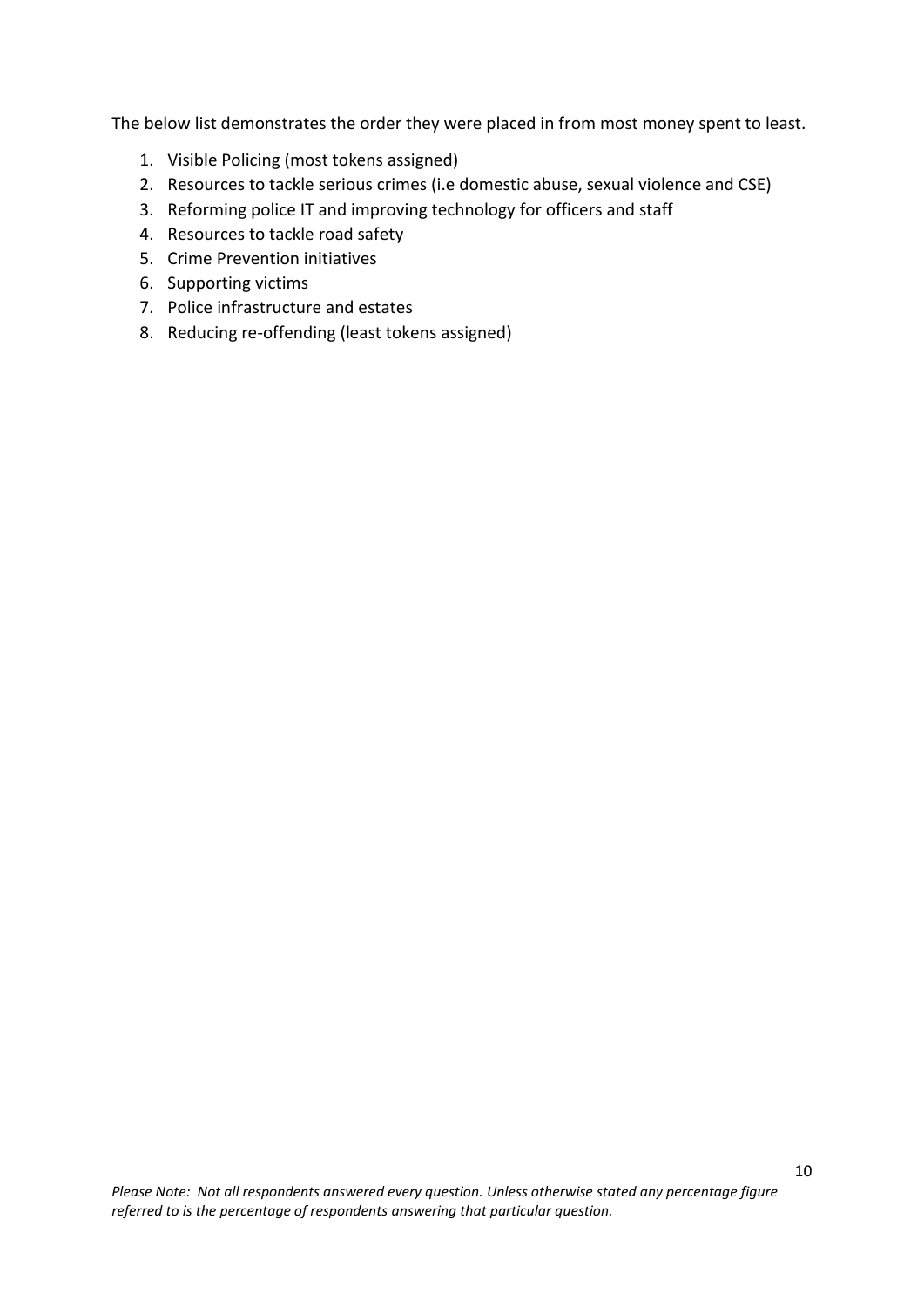The below list demonstrates the order they were placed in from most money spent to least.

1. Visible Policing (most tokens assigned)
2. Resources to tackle serious crimes (i.e domestic abuse, sexual violence and CSE)
3. Reforming police IT and improving technology for officers and staff
4. Resources to tackle road safety
5. Crime Prevention initiatives
6. Supporting victims
7. Police infrastructure and estates
8. Reducing re-offending (least tokens assigned)

*Please Note: Not all respondents answered every question. Unless otherwise stated any percentage figure referred to is the percentage of respondents answering that particular question.*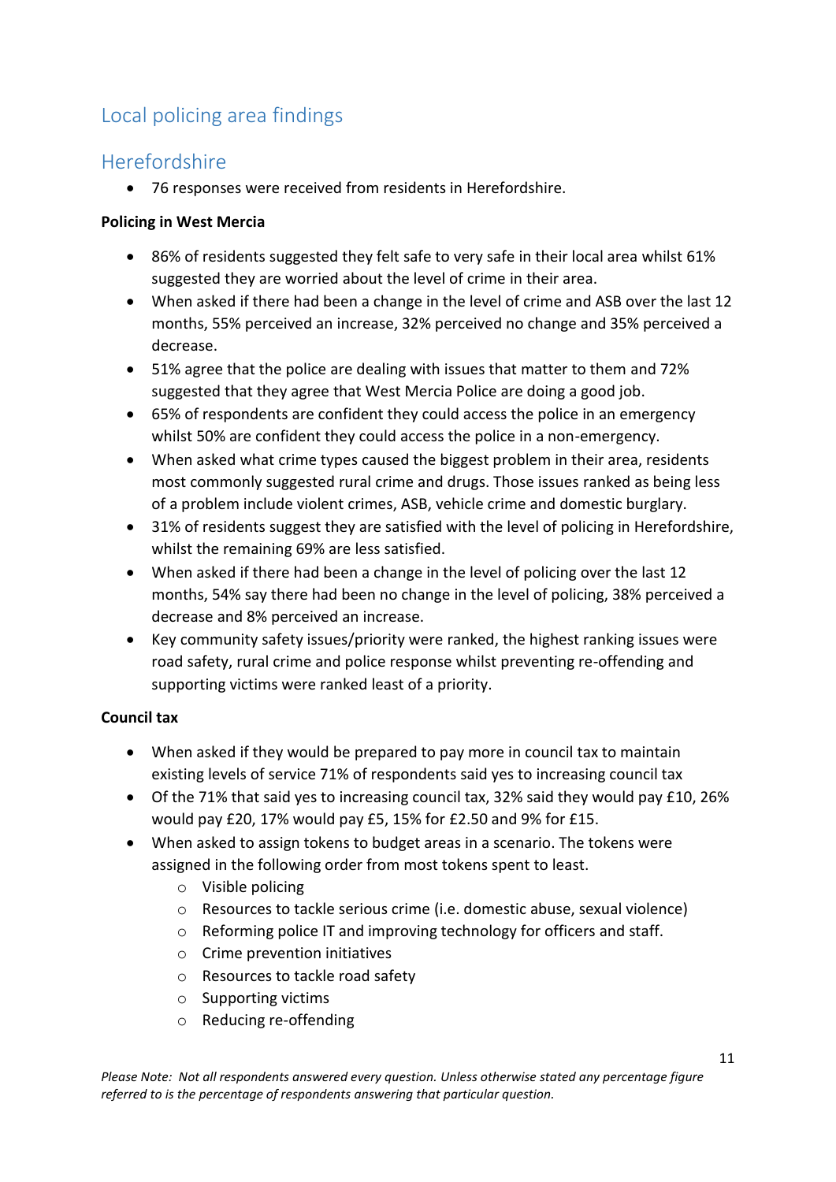## Local policing area findings

## Herefordshire

- 76 responses were received from residents in Herefordshire.

**Policing in West Mercia**

- 86% of residents suggested they felt safe to very safe in their local area whilst 61% suggested they are worried about the level of crime in their area.
- When asked if there had been a change in the level of crime and ASB over the last 12 months, 55% perceived an increase, 32% perceived no change and 35% perceived a decrease.
- 51% agree that the police are dealing with issues that matter to them and 72% suggested that they agree that West Mercia Police are doing a good job.
- 65% of respondents are confident they could access the police in an emergency whilst 50% are confident they could access the police in a non-emergency.
- When asked what crime types caused the biggest problem in their area, residents most commonly suggested rural crime and drugs. Those issues ranked as being less of a problem include violent crimes, ASB, vehicle crime and domestic burglary.
- 31% of residents suggest they are satisfied with the level of policing in Herefordshire, whilst the remaining 69% are less satisfied.
- When asked if there had been a change in the level of policing over the last 12 months, 54% say there had been no change in the level of policing, 38% perceived a decrease and 8% perceived an increase.
- Key community safety issues/priority were ranked, the highest ranking issues were road safety, rural crime and police response whilst preventing re-offending and supporting victims were ranked least of a priority.

**Council tax**

- When asked if they would be prepared to pay more in council tax to maintain existing levels of service 71% of respondents said yes to increasing council tax
- Of the 71% that said yes to increasing council tax, 32% said they would pay £10, 26% would pay £20, 17% would pay £5, 15% for £2.50 and 9% for £15.
- When asked to assign tokens to budget areas in a scenario. The tokens were assigned in the following order from most tokens spent to least.
  - Visible policing
  - Resources to tackle serious crime (i.e. domestic abuse, sexual violence)
  - Reforming police IT and improving technology for officers and staff.
  - Crime prevention initiatives
  - Resources to tackle road safety
  - Supporting victims
  - Reducing re-offending

*Please Note: Not all respondents answered every question. Unless otherwise stated any percentage figure referred to is the percentage of respondents answering that particular question.*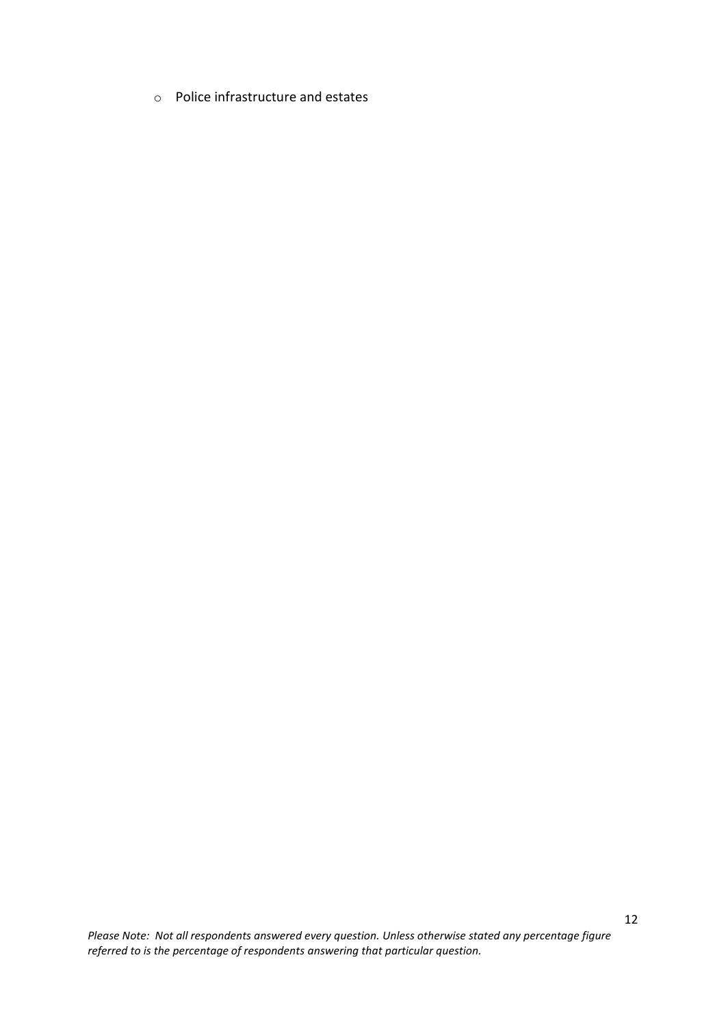- Police infrastructure and estates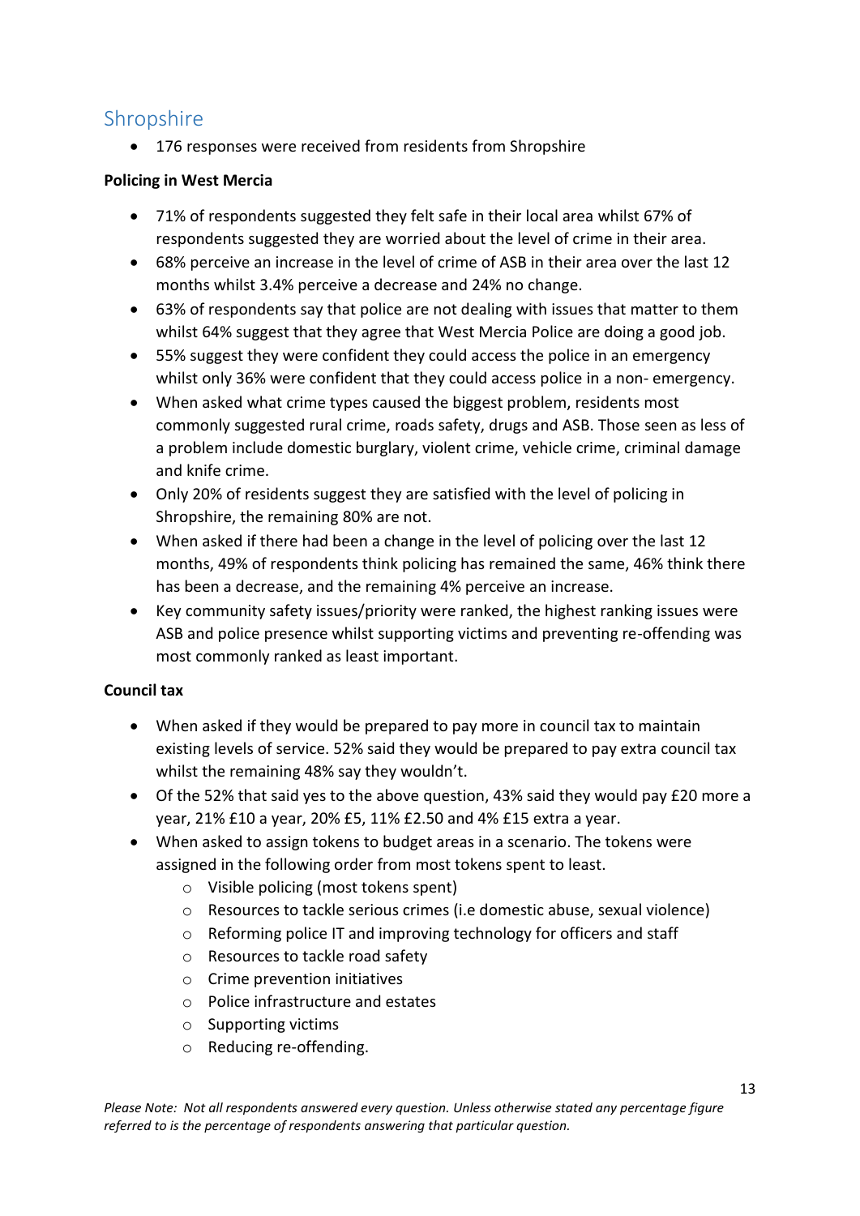## Shropshire

- 176 responses were received from residents from Shropshire

**Policing in West Mercia**

- 71% of respondents suggested they felt safe in their local area whilst 67% of respondents suggested they are worried about the level of crime in their area.
- 68% perceive an increase in the level of crime of ASB in their area over the last 12 months whilst 3.4% perceive a decrease and 24% no change.
- 63% of respondents say that police are not dealing with issues that matter to them whilst 64% suggest that they agree that West Mercia Police are doing a good job.
- 55% suggest they were confident they could access the police in an emergency whilst only 36% were confident that they could access police in a non- emergency.
- When asked what crime types caused the biggest problem, residents most commonly suggested rural crime, roads safety, drugs and ASB. Those seen as less of a problem include domestic burglary, violent crime, vehicle crime, criminal damage and knife crime.
- Only 20% of residents suggest they are satisfied with the level of policing in Shropshire, the remaining 80% are not.
- When asked if there had been a change in the level of policing over the last 12 months, 49% of respondents think policing has remained the same, 46% think there has been a decrease, and the remaining 4% perceive an increase.
- Key community safety issues/priority were ranked, the highest ranking issues were ASB and police presence whilst supporting victims and preventing re-offending was most commonly ranked as least important.

**Council tax**

- When asked if they would be prepared to pay more in council tax to maintain existing levels of service. 52% said they would be prepared to pay extra council tax whilst the remaining 48% say they wouldn't.
- Of the 52% that said yes to the above question, 43% said they would pay £20 more a year, 21% £10 a year, 20% £5, 11% £2.50 and 4% £15 extra a year.
- When asked to assign tokens to budget areas in a scenario. The tokens were assigned in the following order from most tokens spent to least.
    - Visible policing (most tokens spent)
    - Resources to tackle serious crimes (i.e domestic abuse, sexual violence)
    - Reforming police IT and improving technology for officers and staff
    - Resources to tackle road safety
    - Crime prevention initiatives
    - Police infrastructure and estates
    - Supporting victims
    - Reducing re-offending.

*Please Note: Not all respondents answered every question. Unless otherwise stated any percentage figure referred to is the percentage of respondents answering that particular question.*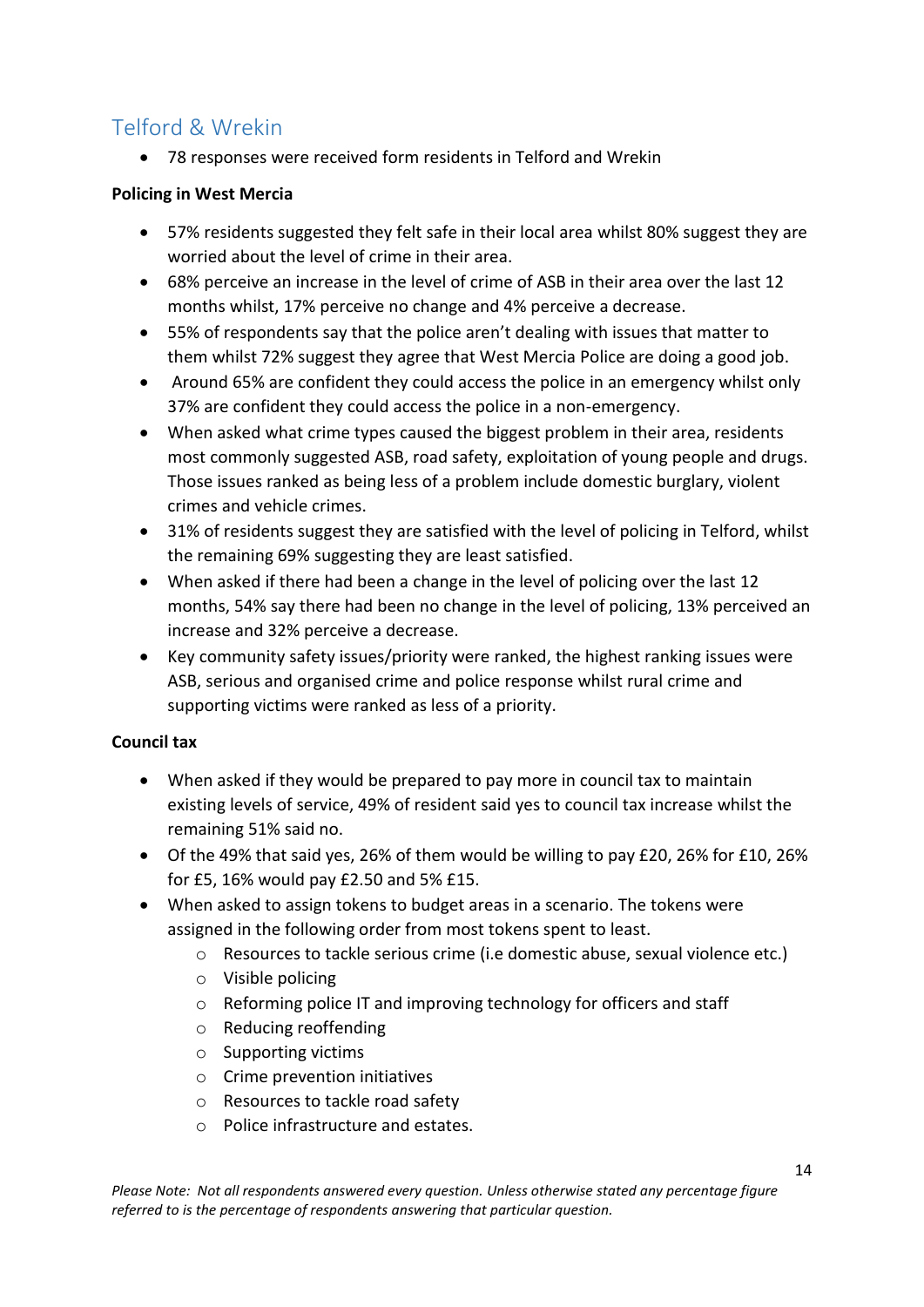## Telford & Wrekin

- 78 responses were received form residents in Telford and Wrekin

**Policing in West Mercia**

- 57% residents suggested they felt safe in their local area whilst 80% suggest they are worried about the level of crime in their area.
- 68% perceive an increase in the level of crime of ASB in their area over the last 12 months whilst, 17% perceive no change and 4% perceive a decrease.
- 55% of respondents say that the police aren't dealing with issues that matter to them whilst 72% suggest they agree that West Mercia Police are doing a good job.
- Around 65% are confident they could access the police in an emergency whilst only 37% are confident they could access the police in a non-emergency.
- When asked what crime types caused the biggest problem in their area, residents most commonly suggested ASB, road safety, exploitation of young people and drugs. Those issues ranked as being less of a problem include domestic burglary, violent crimes and vehicle crimes.
- 31% of residents suggest they are satisfied with the level of policing in Telford, whilst the remaining 69% suggesting they are least satisfied.
- When asked if there had been a change in the level of policing over the last 12 months, 54% say there had been no change in the level of policing, 13% perceived an increase and 32% perceive a decrease.
- Key community safety issues/priority were ranked, the highest ranking issues were ASB, serious and organised crime and police response whilst rural crime and supporting victims were ranked as less of a priority.

**Council tax**

- When asked if they would be prepared to pay more in council tax to maintain existing levels of service, 49% of resident said yes to council tax increase whilst the remaining 51% said no.
- Of the 49% that said yes, 26% of them would be willing to pay £20, 26% for £10, 26% for £5, 16% would pay £2.50 and 5% £15.
- When asked to assign tokens to budget areas in a scenario. The tokens were assigned in the following order from most tokens spent to least.
  - Resources to tackle serious crime (i.e domestic abuse, sexual violence etc.)
  - Visible policing
  - Reforming police IT and improving technology for officers and staff
  - Reducing reoffending
  - Supporting victims
  - Crime prevention initiatives
  - Resources to tackle road safety
  - Police infrastructure and estates.

*Please Note: Not all respondents answered every question. Unless otherwise stated any percentage figure referred to is the percentage of respondents answering that particular question.*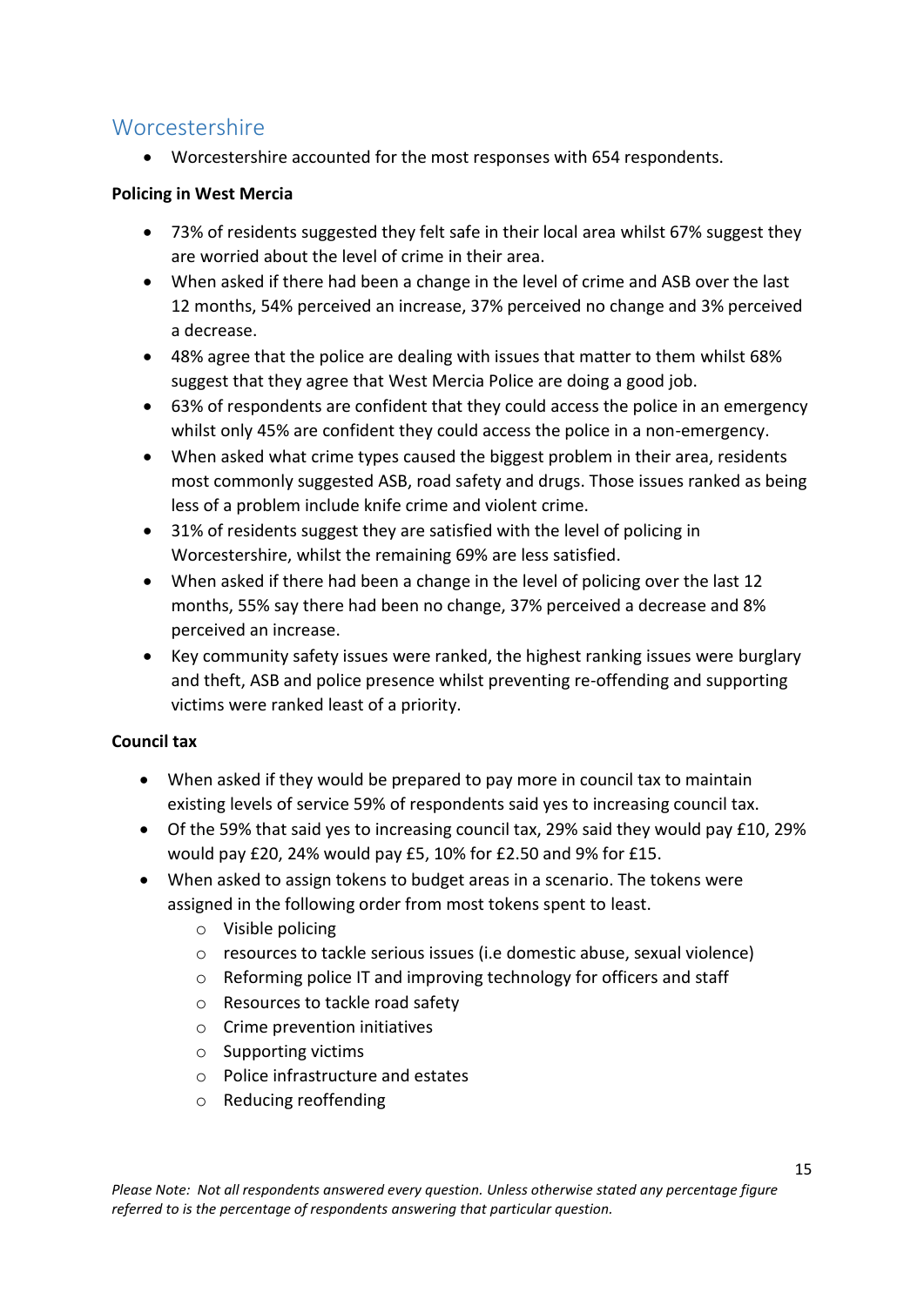## Worcestershire

- Worcestershire accounted for the most responses with 654 respondents.

**Policing in West Mercia**

- 73% of residents suggested they felt safe in their local area whilst 67% suggest they are worried about the level of crime in their area.
- When asked if there had been a change in the level of crime and ASB over the last 12 months, 54% perceived an increase, 37% perceived no change and 3% perceived a decrease.
- 48% agree that the police are dealing with issues that matter to them whilst 68% suggest that they agree that West Mercia Police are doing a good job.
- 63% of respondents are confident that they could access the police in an emergency whilst only 45% are confident they could access the police in a non-emergency.
- When asked what crime types caused the biggest problem in their area, residents most commonly suggested ASB, road safety and drugs. Those issues ranked as being less of a problem include knife crime and violent crime.
- 31% of residents suggest they are satisfied with the level of policing in Worcestershire, whilst the remaining 69% are less satisfied.
- When asked if there had been a change in the level of policing over the last 12 months, 55% say there had been no change, 37% perceived a decrease and 8% perceived an increase.
- Key community safety issues were ranked, the highest ranking issues were burglary and theft, ASB and police presence whilst preventing re-offending and supporting victims were ranked least of a priority.

**Council tax**

- When asked if they would be prepared to pay more in council tax to maintain existing levels of service 59% of respondents said yes to increasing council tax.
- Of the 59% that said yes to increasing council tax, 29% said they would pay £10, 29% would pay £20, 24% would pay £5, 10% for £2.50 and 9% for £15.
- When asked to assign tokens to budget areas in a scenario. The tokens were assigned in the following order from most tokens spent to least.
    - Visible policing
    - resources to tackle serious issues (i.e domestic abuse, sexual violence)
    - Reforming police IT and improving technology for officers and staff
    - Resources to tackle road safety
    - Crime prevention initiatives
    - Supporting victims
    - Police infrastructure and estates
    - Reducing reoffending

*Please Note: Not all respondents answered every question. Unless otherwise stated any percentage figure referred to is the percentage of respondents answering that particular question.*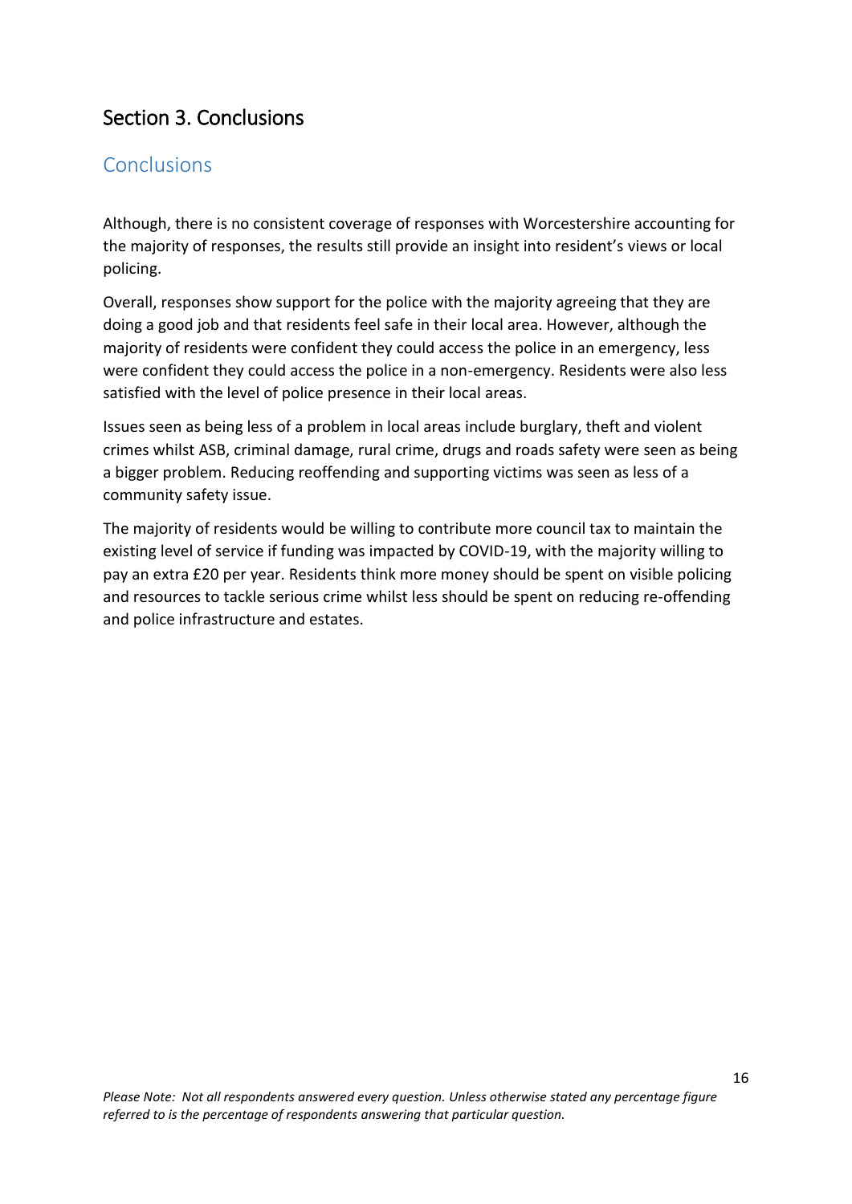# Section 3. Conclusions

## Conclusions

Although, there is no consistent coverage of responses with Worcestershire accounting for the majority of responses, the results still provide an insight into resident's views or local policing.

Overall, responses show support for the police with the majority agreeing that they are doing a good job and that residents feel safe in their local area. However, although the majority of residents were confident they could access the police in an emergency, less were confident they could access the police in a non-emergency. Residents were also less satisfied with the level of police presence in their local areas.

Issues seen as being less of a problem in local areas include burglary, theft and violent crimes whilst ASB, criminal damage, rural crime, drugs and roads safety were seen as being a bigger problem. Reducing reoffending and supporting victims was seen as less of a community safety issue.

The majority of residents would be willing to contribute more council tax to maintain the existing level of service if funding was impacted by COVID-19, with the majority willing to pay an extra £20 per year. Residents think more money should be spent on visible policing and resources to tackle serious crime whilst less should be spent on reducing re-offending and police infrastructure and estates.

*Please Note: Not all respondents answered every question. Unless otherwise stated any percentage figure referred to is the percentage of respondents answering that particular question.*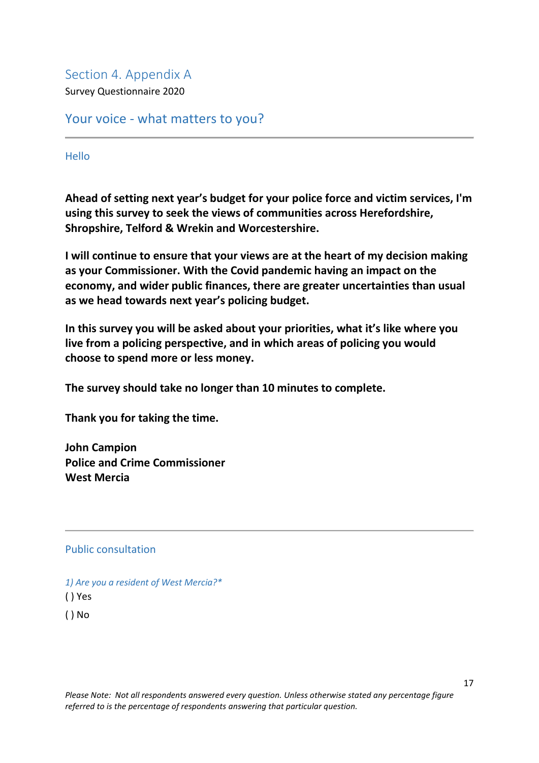## Section 4. Appendix A

Survey Questionnaire 2020

## Your voice - what matters to you?

---

### Hello

**Ahead of setting next year's budget for your police force and victim services, I'm using this survey to seek the views of communities across Herefordshire, Shropshire, Telford & Wrekin and Worcestershire.**

**I will continue to ensure that your views are at the heart of my decision making as your Commissioner. With the Covid pandemic having an impact on the economy, and wider public finances, there are greater uncertainties than usual as we head towards next year's policing budget.**

**In this survey you will be asked about your priorities, what it's like where you live from a policing perspective, and in which areas of policing you would choose to spend more or less money.**

**The survey should take no longer than 10 minutes to complete.**

**Thank you for taking the time.**

**John Campion**
**Police and Crime Commissioner**
**West Mercia**

---

### Public consultation

*1) Are you a resident of West Mercia?**

( ) Yes

( ) No

*Please Note: Not all respondents answered every question. Unless otherwise stated any percentage figure referred to is the percentage of respondents answering that particular question.*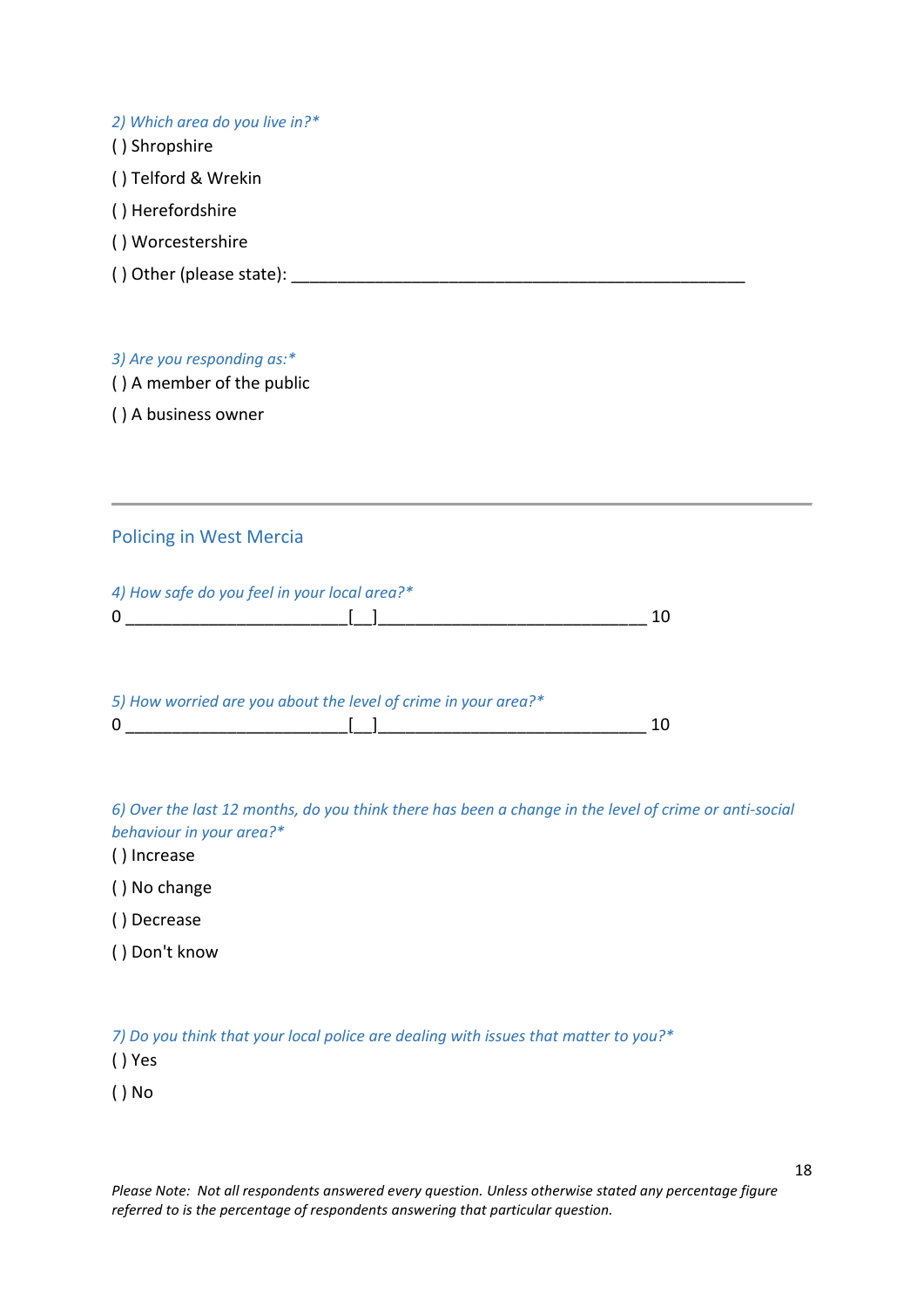*2) Which area do you live in?**

( ) Shropshire

( ) Telford & Wrekin

( ) Herefordshire

( ) Worcestershire

( ) Other (please state): ____________________________________________________

*3) Are you responding as:**

( ) A member of the public

( ) A business owner

---

## Policing in West Mercia

*4) How safe do you feel in your local area?**

0 _________________________[__]______________________________ 10

*5) How worried are you about the level of crime in your area?**

0 _________________________[__]______________________________ 10

*6) Over the last 12 months, do you think there has been a change in the level of crime or anti-social behaviour in your area?**

( ) Increase

( ) No change

( ) Decrease

( ) Don't know

*7) Do you think that your local police are dealing with issues that matter to you?**

( ) Yes

( ) No

*Please Note: Not all respondents answered every question. Unless otherwise stated any percentage figure referred to is the percentage of respondents answering that particular question.*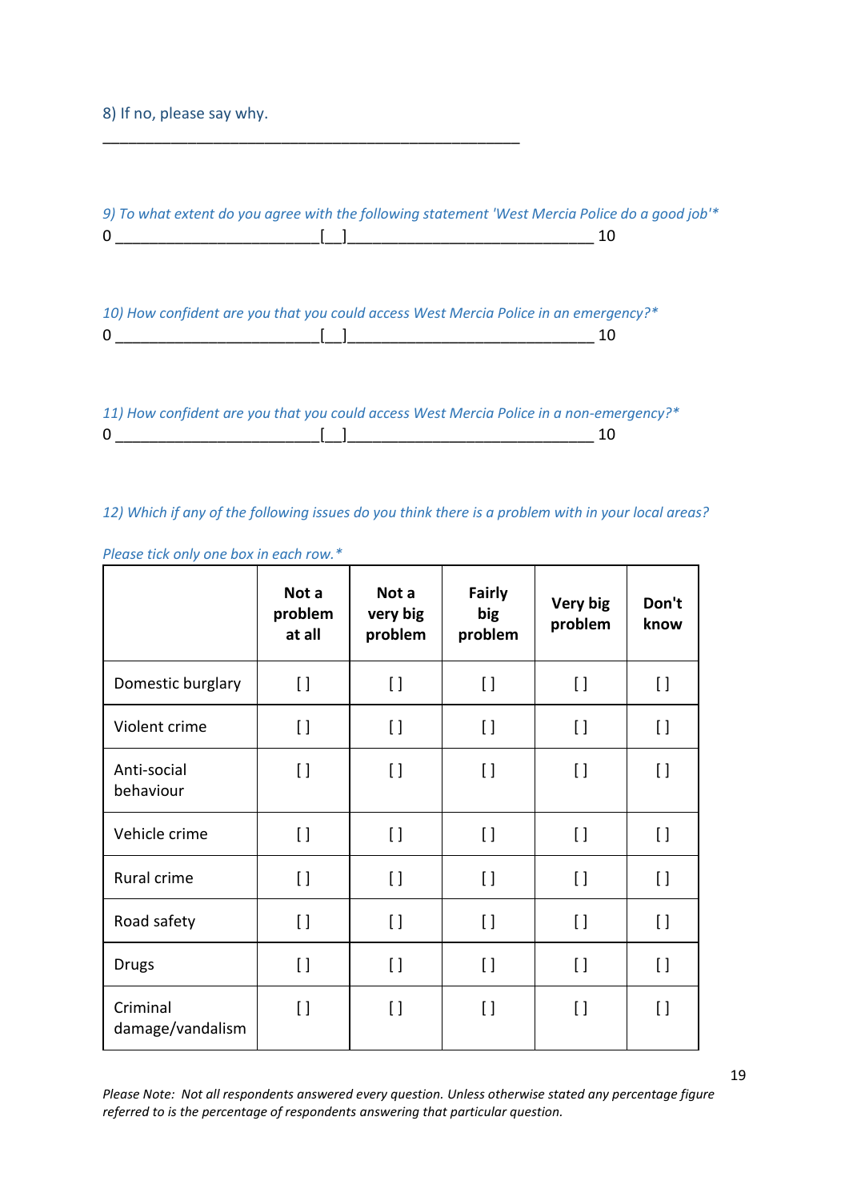8) If no, please say why.

____________________________________________________

*9) To what extent do you agree with the following statement 'West Mercia Police do a good job'**

0 _________________________[__]______________________________ 10

*10) How confident are you that you could access West Mercia Police in an emergency?**

0 _________________________[__]______________________________ 10

*11) How confident are you that you could access West Mercia Police in a non-emergency?**

0 _________________________[__]______________________________ 10

*12) Which if any of the following issues do you think there is a problem with in your local areas?*

*Please tick only one box in each row.**

| | Not a problem at all | Not a very big problem | Fairly big problem | Very big problem | Don't know |
|---|---|---|---|---|---|
| Domestic burglary | [ ] | [ ] | [ ] | [ ] | [ ] |
| Violent crime | [ ] | [ ] | [ ] | [ ] | [ ] |
| Anti-social behaviour | [ ] | [ ] | [ ] | [ ] | [ ] |
| Vehicle crime | [ ] | [ ] | [ ] | [ ] | [ ] |
| Rural crime | [ ] | [ ] | [ ] | [ ] | [ ] |
| Road safety | [ ] | [ ] | [ ] | [ ] | [ ] |
| Drugs | [ ] | [ ] | [ ] | [ ] | [ ] |
| Criminal damage/vandalism | [ ] | [ ] | [ ] | [ ] | [ ] |

*Please Note: Not all respondents answered every question. Unless otherwise stated any percentage figure referred to is the percentage of respondents answering that particular question.*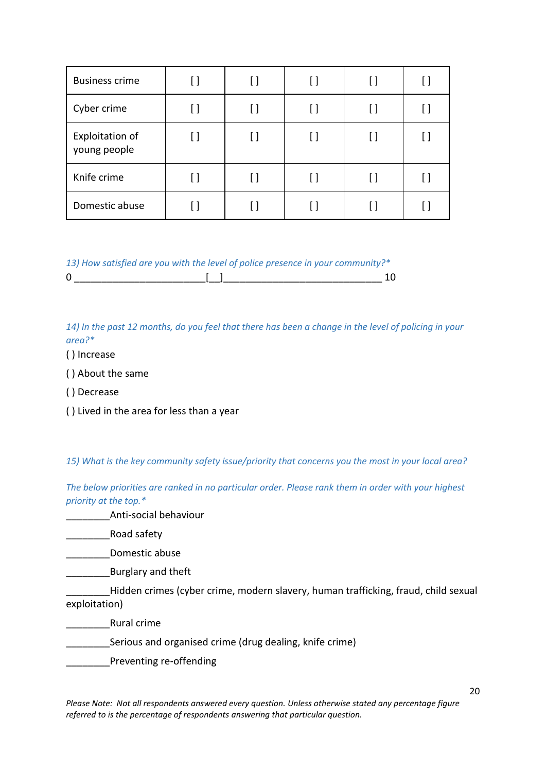| Business crime | [ ] | [ ] | [ ] | [ ] | [ ] |
|---|---|---|---|---|---|
| Cyber crime | [ ] | [ ] | [ ] | [ ] | [ ] |
| Exploitation of young people | [ ] | [ ] | [ ] | [ ] | [ ] |
| Knife crime | [ ] | [ ] | [ ] | [ ] | [ ] |
| Domestic abuse | [ ] | [ ] | [ ] | [ ] | [ ] |

*13) How satisfied are you with the level of police presence in your community?**

0 ________________________[__]_____________________________ 10

*14) In the past 12 months, do you feel that there has been a change in the level of policing in your area?**

( ) Increase

( ) About the same

( ) Decrease

( ) Lived in the area for less than a year

*15) What is the key community safety issue/priority that concerns you the most in your local area?*

*The below priorities are ranked in no particular order. Please rank them in order with your highest priority at the top.**

________Anti-social behaviour

________Road safety

________Domestic abuse

________Burglary and theft

________Hidden crimes (cyber crime, modern slavery, human trafficking, fraud, child sexual exploitation)

________Rural crime

________Serious and organised crime (drug dealing, knife crime)

________Preventing re-offending

*Please Note: Not all respondents answered every question. Unless otherwise stated any percentage figure referred to is the percentage of respondents answering that particular question.*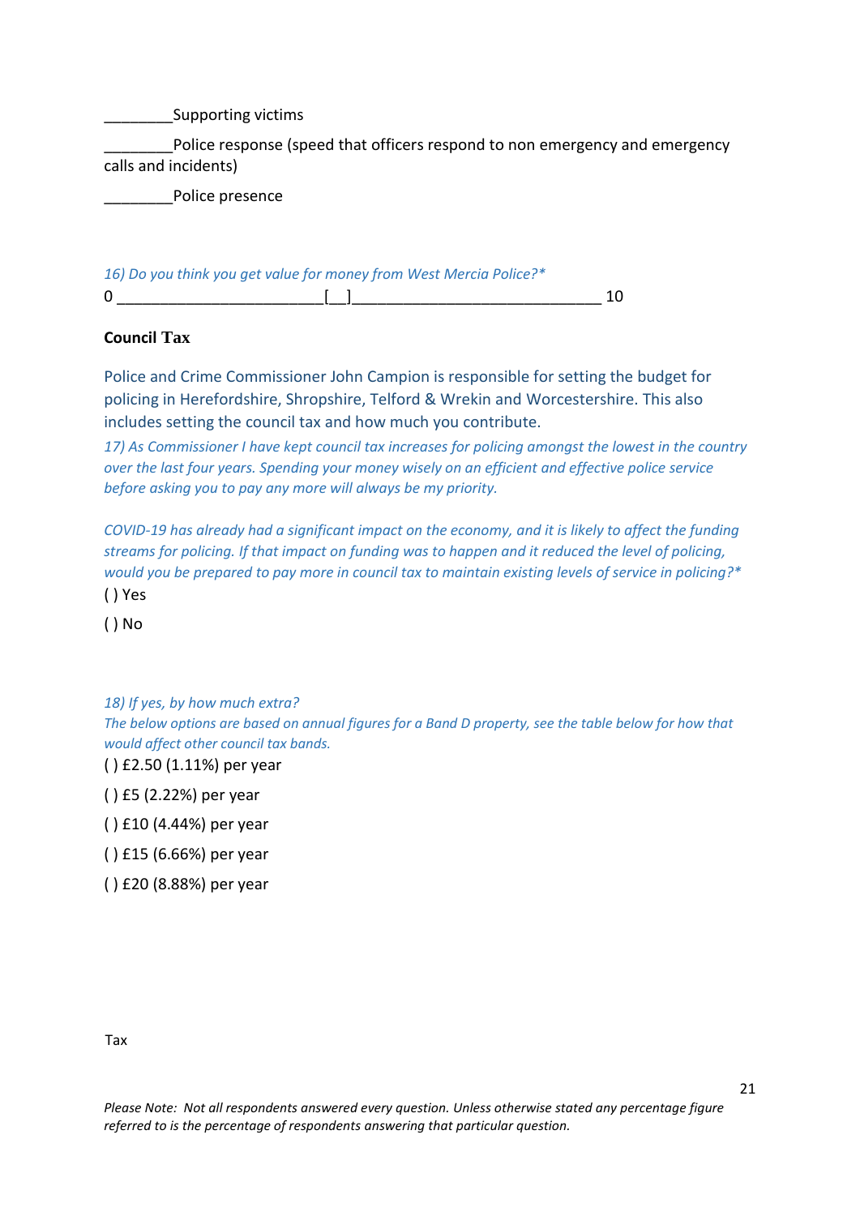________Supporting victims

________Police response (speed that officers respond to non emergency and emergency calls and incidents)

________Police presence

*16) Do you think you get value for money from West Mercia Police?**

0 ________________________[__]_____________________________ 10

**Council Tax**

Police and Crime Commissioner John Campion is responsible for setting the budget for policing in Herefordshire, Shropshire, Telford & Wrekin and Worcestershire. This also includes setting the council tax and how much you contribute.

*17) As Commissioner I have kept council tax increases for policing amongst the lowest in the country over the last four years. Spending your money wisely on an efficient and effective police service before asking you to pay any more will always be my priority.*

*COVID-19 has already had a significant impact on the economy, and it is likely to affect the funding streams for policing. If that impact on funding was to happen and it reduced the level of policing, would you be prepared to pay more in council tax to maintain existing levels of service in policing?**

( ) Yes

( ) No

*18) If yes, by how much extra?*

*The below options are based on annual figures for a Band D property, see the table below for how that would affect other council tax bands.*

( ) £2.50 (1.11%) per year

( ) £5 (2.22%) per year

( ) £10 (4.44%) per year

( ) £15 (6.66%) per year

( ) £20 (8.88%) per year

Tax

*Please Note: Not all respondents answered every question. Unless otherwise stated any percentage figure referred to is the percentage of respondents answering that particular question.*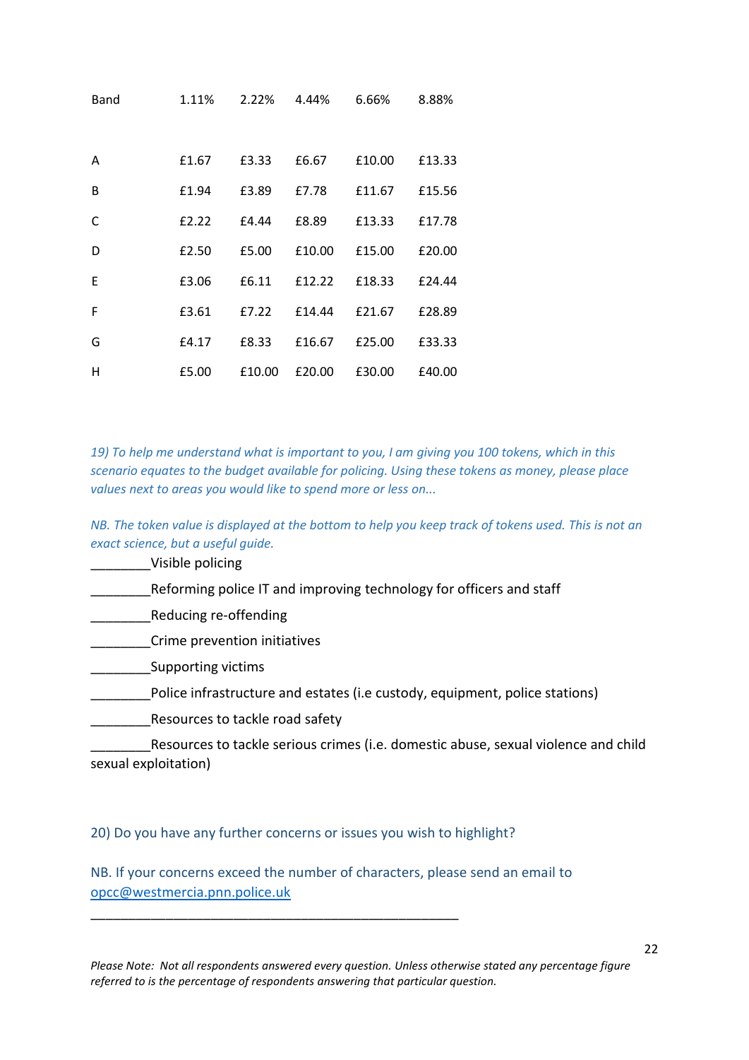| Band | 1.11% | 2.22% | 4.44% | 6.66% | 8.88% |
|---|---|---|---|---|---|
| A | £1.67 | £3.33 | £6.67 | £10.00 | £13.33 |
| B | £1.94 | £3.89 | £7.78 | £11.67 | £15.56 |
| C | £2.22 | £4.44 | £8.89 | £13.33 | £17.78 |
| D | £2.50 | £5.00 | £10.00 | £15.00 | £20.00 |
| E | £3.06 | £6.11 | £12.22 | £18.33 | £24.44 |
| F | £3.61 | £7.22 | £14.44 | £21.67 | £28.89 |
| G | £4.17 | £8.33 | £16.67 | £25.00 | £33.33 |
| H | £5.00 | £10.00 | £20.00 | £30.00 | £40.00 |

*19) To help me understand what is important to you, I am giving you 100 tokens, which in this scenario equates to the budget available for policing. Using these tokens as money, please place values next to areas you would like to spend more or less on...*

*NB. The token value is displayed at the bottom to help you keep track of tokens used. This is not an exact science, but a useful guide.*

________Visible policing

________Reforming police IT and improving technology for officers and staff

________Reducing re-offending

________Crime prevention initiatives

________Supporting victims

________Police infrastructure and estates (i.e custody, equipment, police stations)

________Resources to tackle road safety

________Resources to tackle serious crimes (i.e. domestic abuse, sexual violence and child sexual exploitation)

20) Do you have any further concerns or issues you wish to highlight?

NB. If your concerns exceed the number of characters, please send an email to opcc@westmercia.pnn.police.uk

_____________________________________________________

*Please Note: Not all respondents answered every question. Unless otherwise stated any percentage figure referred to is the percentage of respondents answering that particular question.*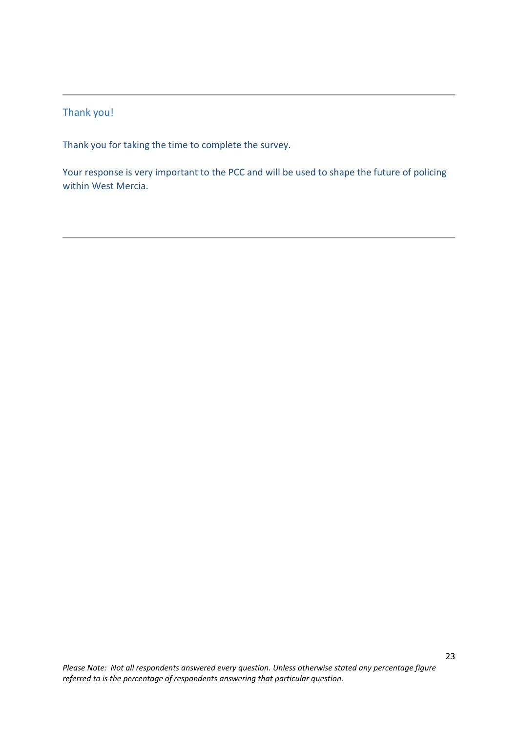## Thank you!

Thank you for taking the time to complete the survey.

Your response is very important to the PCC and will be used to shape the future of policing within West Mercia.

*Please Note: Not all respondents answered every question. Unless otherwise stated any percentage figure referred to is the percentage of respondents answering that particular question.*